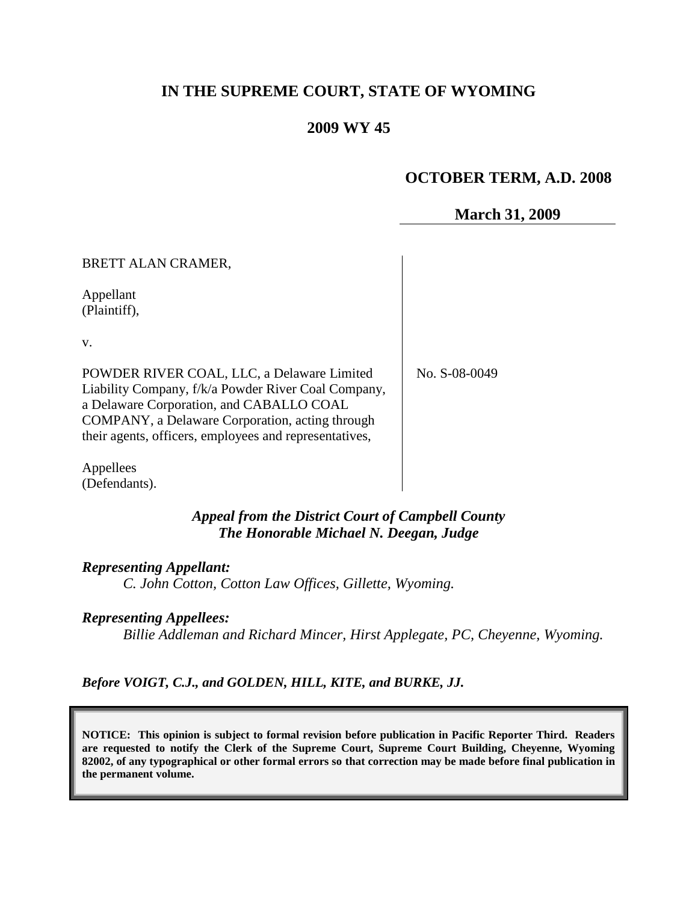# IN THE SUPREME COURT, STATE OF WYOMING

## 2009 WY 45

**OCTOBER TERM, A.D. 2008**

**March 31, 2009**

BRETT ALAN CRAMER,

Appellant
(Plaintiff),

v.

POWDER RIVER COAL, LLC, a Delaware Limited Liability Company, f/k/a Powder River Coal Company, a Delaware Corporation, and CABALLO COAL COMPANY, a Delaware Corporation, acting through their agents, officers, employees and representatives,

Appellees
(Defendants).

No. S-08-0049

***Appeal from the District Court of Campbell County***
***The Honorable Michael N. Deegan, Judge***

***Representing Appellant:***
*C. John Cotton, Cotton Law Offices, Gillette, Wyoming.*

***Representing Appellees:***
*Billie Addleman and Richard Mincer, Hirst Applegate, PC, Cheyenne, Wyoming.*

***Before VOIGT, C.J., and GOLDEN, HILL, KITE, and BURKE, JJ.***

**NOTICE: This opinion is subject to formal revision before publication in Pacific Reporter Third. Readers are requested to notify the Clerk of the Supreme Court, Supreme Court Building, Cheyenne, Wyoming 82002, of any typographical or other formal errors so that correction may be made before final publication in the permanent volume.**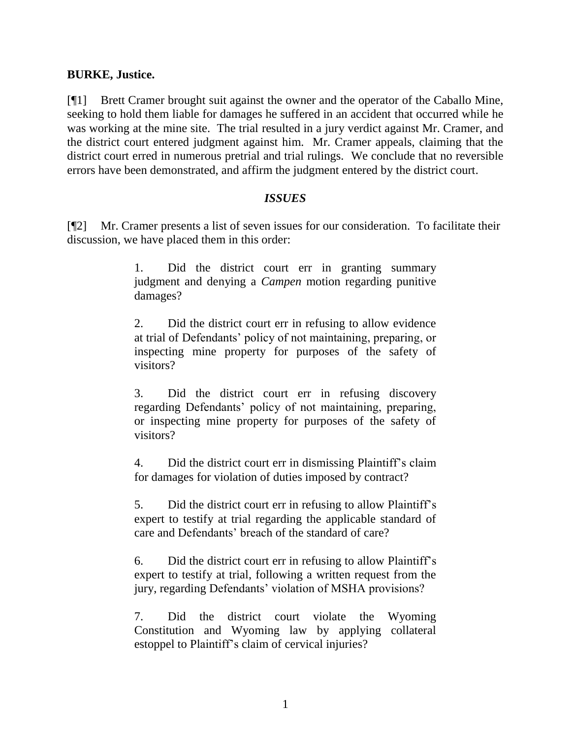**BURKE, Justice.**

[¶1] Brett Cramer brought suit against the owner and the operator of the Caballo Mine, seeking to hold them liable for damages he suffered in an accident that occurred while he was working at the mine site. The trial resulted in a jury verdict against Mr. Cramer, and the district court entered judgment against him. Mr. Cramer appeals, claiming that the district court erred in numerous pretrial and trial rulings. We conclude that no reversible errors have been demonstrated, and affirm the judgment entered by the district court.

### *ISSUES*

[¶2] Mr. Cramer presents a list of seven issues for our consideration. To facilitate their discussion, we have placed them in this order:

> 1. Did the district court err in granting summary judgment and denying a *Campen* motion regarding punitive damages?
>
> 2. Did the district court err in refusing to allow evidence at trial of Defendants' policy of not maintaining, preparing, or inspecting mine property for purposes of the safety of visitors?
>
> 3. Did the district court err in refusing discovery regarding Defendants' policy of not maintaining, preparing, or inspecting mine property for purposes of the safety of visitors?
>
> 4. Did the district court err in dismissing Plaintiff's claim for damages for violation of duties imposed by contract?
>
> 5. Did the district court err in refusing to allow Plaintiff's expert to testify at trial regarding the applicable standard of care and Defendants' breach of the standard of care?
>
> 6. Did the district court err in refusing to allow Plaintiff's expert to testify at trial, following a written request from the jury, regarding Defendants' violation of MSHA provisions?
>
> 7. Did the district court violate the Wyoming Constitution and Wyoming law by applying collateral estoppel to Plaintiff's claim of cervical injuries?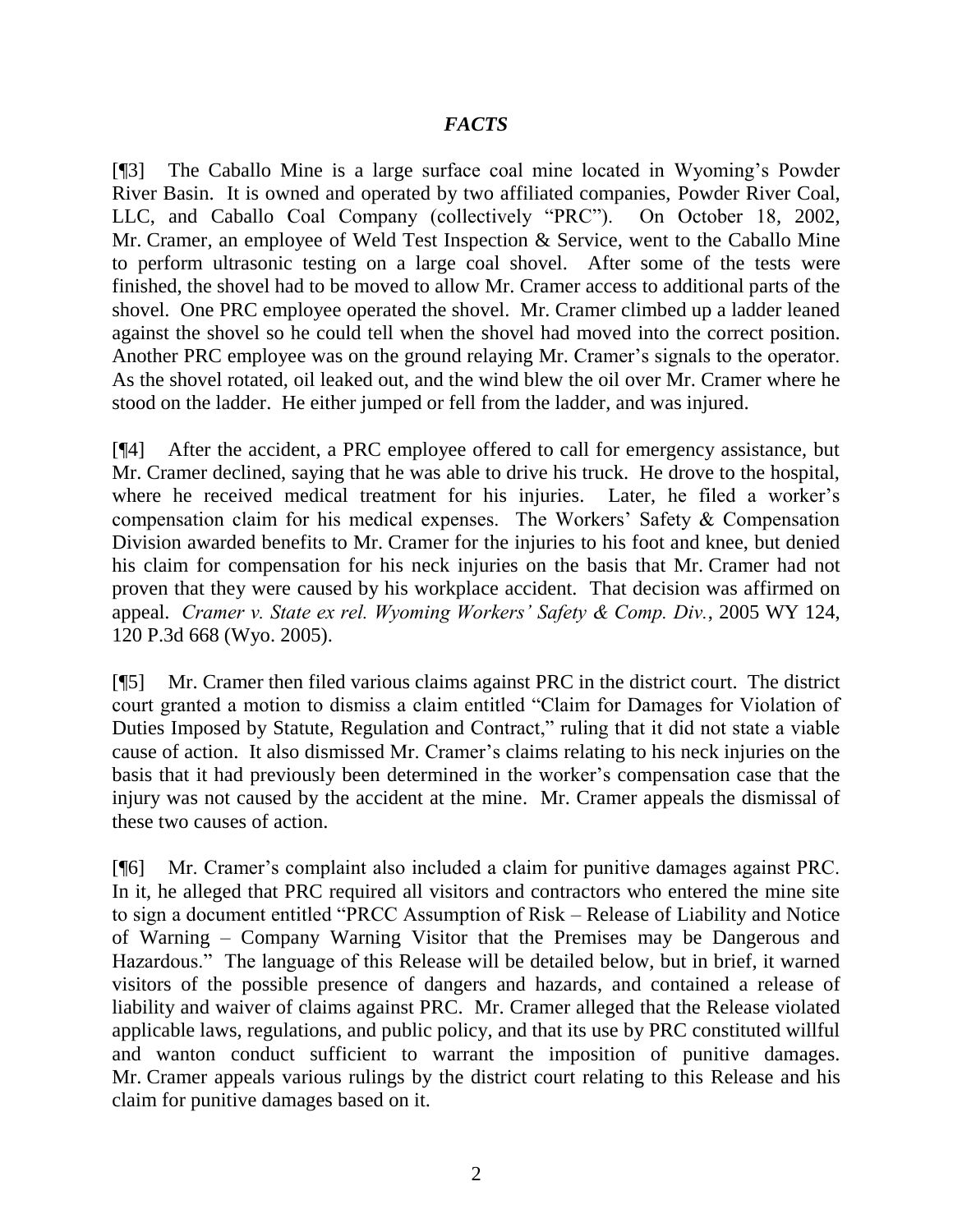## *FACTS*

[¶3] The Caballo Mine is a large surface coal mine located in Wyoming's Powder River Basin. It is owned and operated by two affiliated companies, Powder River Coal, LLC, and Caballo Coal Company (collectively "PRC"). On October 18, 2002, Mr. Cramer, an employee of Weld Test Inspection & Service, went to the Caballo Mine to perform ultrasonic testing on a large coal shovel. After some of the tests were finished, the shovel had to be moved to allow Mr. Cramer access to additional parts of the shovel. One PRC employee operated the shovel. Mr. Cramer climbed up a ladder leaned against the shovel so he could tell when the shovel had moved into the correct position. Another PRC employee was on the ground relaying Mr. Cramer's signals to the operator. As the shovel rotated, oil leaked out, and the wind blew the oil over Mr. Cramer where he stood on the ladder. He either jumped or fell from the ladder, and was injured.

[¶4] After the accident, a PRC employee offered to call for emergency assistance, but Mr. Cramer declined, saying that he was able to drive his truck. He drove to the hospital, where he received medical treatment for his injuries. Later, he filed a worker's compensation claim for his medical expenses. The Workers' Safety & Compensation Division awarded benefits to Mr. Cramer for the injuries to his foot and knee, but denied his claim for compensation for his neck injuries on the basis that Mr. Cramer had not proven that they were caused by his workplace accident. That decision was affirmed on appeal. *Cramer v. State ex rel. Wyoming Workers' Safety & Comp. Div.*, 2005 WY 124, 120 P.3d 668 (Wyo. 2005).

[¶5] Mr. Cramer then filed various claims against PRC in the district court. The district court granted a motion to dismiss a claim entitled "Claim for Damages for Violation of Duties Imposed by Statute, Regulation and Contract," ruling that it did not state a viable cause of action. It also dismissed Mr. Cramer's claims relating to his neck injuries on the basis that it had previously been determined in the worker's compensation case that the injury was not caused by the accident at the mine. Mr. Cramer appeals the dismissal of these two causes of action.

[¶6] Mr. Cramer's complaint also included a claim for punitive damages against PRC. In it, he alleged that PRC required all visitors and contractors who entered the mine site to sign a document entitled "PRCC Assumption of Risk – Release of Liability and Notice of Warning – Company Warning Visitor that the Premises may be Dangerous and Hazardous." The language of this Release will be detailed below, but in brief, it warned visitors of the possible presence of dangers and hazards, and contained a release of liability and waiver of claims against PRC. Mr. Cramer alleged that the Release violated applicable laws, regulations, and public policy, and that its use by PRC constituted willful and wanton conduct sufficient to warrant the imposition of punitive damages. Mr. Cramer appeals various rulings by the district court relating to this Release and his claim for punitive damages based on it.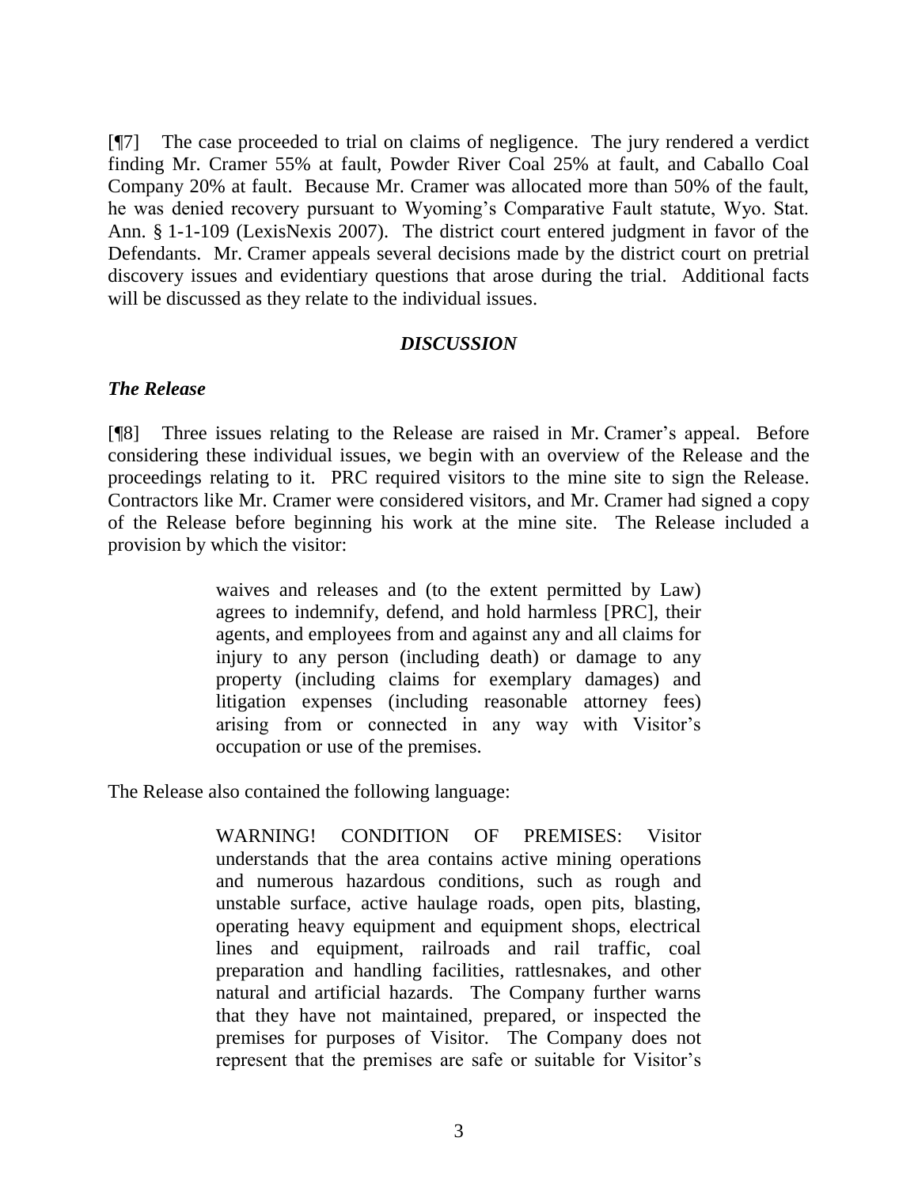[¶7] The case proceeded to trial on claims of negligence. The jury rendered a verdict finding Mr. Cramer 55% at fault, Powder River Coal 25% at fault, and Caballo Coal Company 20% at fault. Because Mr. Cramer was allocated more than 50% of the fault, he was denied recovery pursuant to Wyoming's Comparative Fault statute, Wyo. Stat. Ann. § 1-1-109 (LexisNexis 2007). The district court entered judgment in favor of the Defendants. Mr. Cramer appeals several decisions made by the district court on pretrial discovery issues and evidentiary questions that arose during the trial. Additional facts will be discussed as they relate to the individual issues.

## *DISCUSSION*

### *The Release*

[¶8] Three issues relating to the Release are raised in Mr. Cramer's appeal. Before considering these individual issues, we begin with an overview of the Release and the proceedings relating to it. PRC required visitors to the mine site to sign the Release. Contractors like Mr. Cramer were considered visitors, and Mr. Cramer had signed a copy of the Release before beginning his work at the mine site. The Release included a provision by which the visitor:

> waives and releases and (to the extent permitted by Law) agrees to indemnify, defend, and hold harmless [PRC], their agents, and employees from and against any and all claims for injury to any person (including death) or damage to any property (including claims for exemplary damages) and litigation expenses (including reasonable attorney fees) arising from or connected in any way with Visitor's occupation or use of the premises.

The Release also contained the following language:

> WARNING! CONDITION OF PREMISES: Visitor understands that the area contains active mining operations and numerous hazardous conditions, such as rough and unstable surface, active haulage roads, open pits, blasting, operating heavy equipment and equipment shops, electrical lines and equipment, railroads and rail traffic, coal preparation and handling facilities, rattlesnakes, and other natural and artificial hazards. The Company further warns that they have not maintained, prepared, or inspected the premises for purposes of Visitor. The Company does not represent that the premises are safe or suitable for Visitor's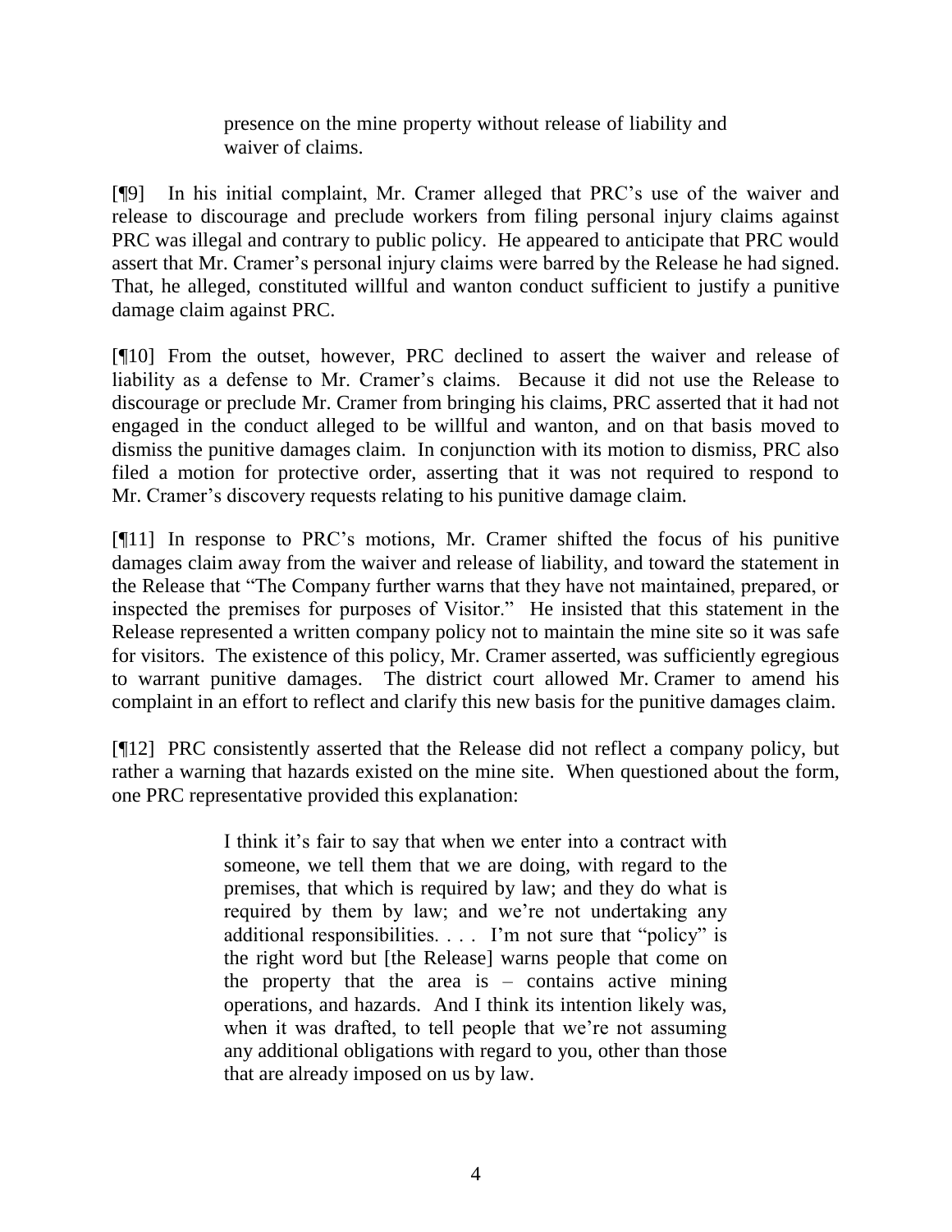> presence on the mine property without release of liability and waiver of claims.

[¶9] In his initial complaint, Mr. Cramer alleged that PRC's use of the waiver and release to discourage and preclude workers from filing personal injury claims against PRC was illegal and contrary to public policy. He appeared to anticipate that PRC would assert that Mr. Cramer's personal injury claims were barred by the Release he had signed. That, he alleged, constituted willful and wanton conduct sufficient to justify a punitive damage claim against PRC.

[¶10] From the outset, however, PRC declined to assert the waiver and release of liability as a defense to Mr. Cramer's claims. Because it did not use the Release to discourage or preclude Mr. Cramer from bringing his claims, PRC asserted that it had not engaged in the conduct alleged to be willful and wanton, and on that basis moved to dismiss the punitive damages claim. In conjunction with its motion to dismiss, PRC also filed a motion for protective order, asserting that it was not required to respond to Mr. Cramer's discovery requests relating to his punitive damage claim.

[¶11] In response to PRC's motions, Mr. Cramer shifted the focus of his punitive damages claim away from the waiver and release of liability, and toward the statement in the Release that "The Company further warns that they have not maintained, prepared, or inspected the premises for purposes of Visitor." He insisted that this statement in the Release represented a written company policy not to maintain the mine site so it was safe for visitors. The existence of this policy, Mr. Cramer asserted, was sufficiently egregious to warrant punitive damages. The district court allowed Mr. Cramer to amend his complaint in an effort to reflect and clarify this new basis for the punitive damages claim.

[¶12] PRC consistently asserted that the Release did not reflect a company policy, but rather a warning that hazards existed on the mine site. When questioned about the form, one PRC representative provided this explanation:

> I think it's fair to say that when we enter into a contract with someone, we tell them that we are doing, with regard to the premises, that which is required by law; and they do what is required by them by law; and we're not undertaking any additional responsibilities. . . . I'm not sure that "policy" is the right word but [the Release] warns people that come on the property that the area is – contains active mining operations, and hazards. And I think its intention likely was, when it was drafted, to tell people that we're not assuming any additional obligations with regard to you, other than those that are already imposed on us by law.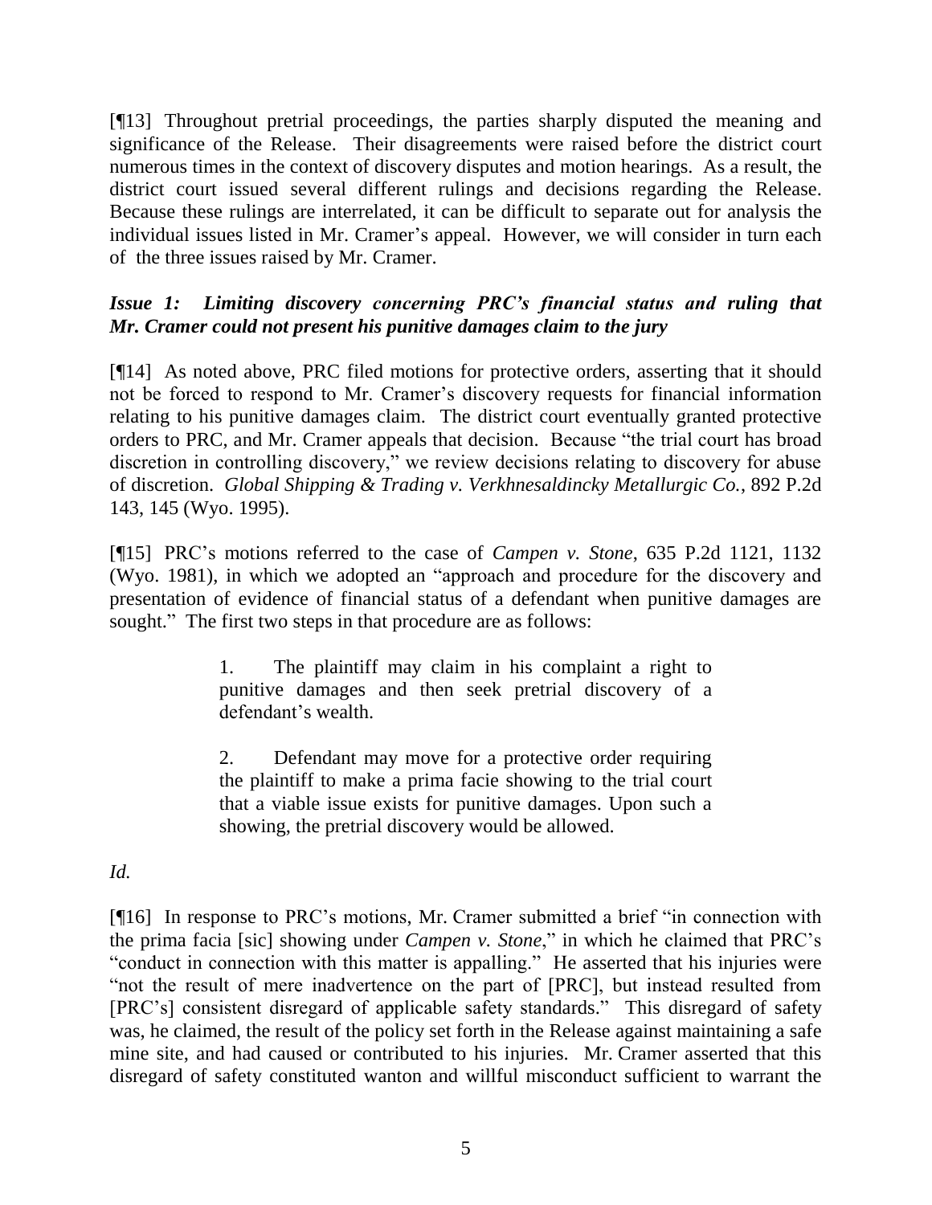[¶13] Throughout pretrial proceedings, the parties sharply disputed the meaning and significance of the Release. Their disagreements were raised before the district court numerous times in the context of discovery disputes and motion hearings. As a result, the district court issued several different rulings and decisions regarding the Release. Because these rulings are interrelated, it can be difficult to separate out for analysis the individual issues listed in Mr. Cramer's appeal. However, we will consider in turn each of the three issues raised by Mr. Cramer.

***Issue 1: Limiting discovery concerning PRC's financial status and ruling that Mr. Cramer could not present his punitive damages claim to the jury***

[¶14] As noted above, PRC filed motions for protective orders, asserting that it should not be forced to respond to Mr. Cramer's discovery requests for financial information relating to his punitive damages claim. The district court eventually granted protective orders to PRC, and Mr. Cramer appeals that decision. Because "the trial court has broad discretion in controlling discovery," we review decisions relating to discovery for abuse of discretion. *Global Shipping & Trading v. Verkhnesaldincky Metallurgic Co.*, 892 P.2d 143, 145 (Wyo. 1995).

[¶15] PRC's motions referred to the case of *Campen v. Stone*, 635 P.2d 1121, 1132 (Wyo. 1981), in which we adopted an "approach and procedure for the discovery and presentation of evidence of financial status of a defendant when punitive damages are sought." The first two steps in that procedure are as follows:

> 1. The plaintiff may claim in his complaint a right to punitive damages and then seek pretrial discovery of a defendant's wealth.
>
> 2. Defendant may move for a protective order requiring the plaintiff to make a prima facie showing to the trial court that a viable issue exists for punitive damages. Upon such a showing, the pretrial discovery would be allowed.

*Id.*

[¶16] In response to PRC's motions, Mr. Cramer submitted a brief "in connection with the prima facia [sic] showing under *Campen v. Stone*," in which he claimed that PRC's "conduct in connection with this matter is appalling." He asserted that his injuries were "not the result of mere inadvertence on the part of [PRC], but instead resulted from [PRC's] consistent disregard of applicable safety standards." This disregard of safety was, he claimed, the result of the policy set forth in the Release against maintaining a safe mine site, and had caused or contributed to his injuries. Mr. Cramer asserted that this disregard of safety constituted wanton and willful misconduct sufficient to warrant the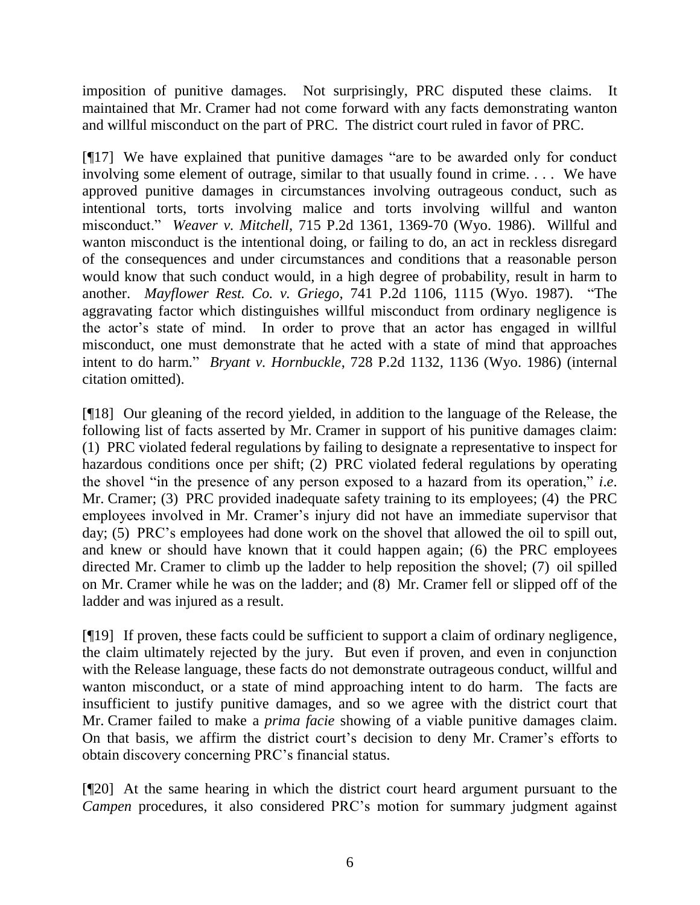imposition of punitive damages. Not surprisingly, PRC disputed these claims. It maintained that Mr. Cramer had not come forward with any facts demonstrating wanton and willful misconduct on the part of PRC. The district court ruled in favor of PRC.

[¶17] We have explained that punitive damages "are to be awarded only for conduct involving some element of outrage, similar to that usually found in crime. . . . We have approved punitive damages in circumstances involving outrageous conduct, such as intentional torts, torts involving malice and torts involving willful and wanton misconduct." *Weaver v. Mitchell*, 715 P.2d 1361, 1369-70 (Wyo. 1986). Willful and wanton misconduct is the intentional doing, or failing to do, an act in reckless disregard of the consequences and under circumstances and conditions that a reasonable person would know that such conduct would, in a high degree of probability, result in harm to another. *Mayflower Rest. Co. v. Griego*, 741 P.2d 1106, 1115 (Wyo. 1987). "The aggravating factor which distinguishes willful misconduct from ordinary negligence is the actor's state of mind. In order to prove that an actor has engaged in willful misconduct, one must demonstrate that he acted with a state of mind that approaches intent to do harm." *Bryant v. Hornbuckle*, 728 P.2d 1132, 1136 (Wyo. 1986) (internal citation omitted).

[¶18] Our gleaning of the record yielded, in addition to the language of the Release, the following list of facts asserted by Mr. Cramer in support of his punitive damages claim: (1) PRC violated federal regulations by failing to designate a representative to inspect for hazardous conditions once per shift; (2) PRC violated federal regulations by operating the shovel "in the presence of any person exposed to a hazard from its operation," *i.e*. Mr. Cramer; (3) PRC provided inadequate safety training to its employees; (4) the PRC employees involved in Mr. Cramer's injury did not have an immediate supervisor that day; (5) PRC's employees had done work on the shovel that allowed the oil to spill out, and knew or should have known that it could happen again; (6) the PRC employees directed Mr. Cramer to climb up the ladder to help reposition the shovel; (7) oil spilled on Mr. Cramer while he was on the ladder; and (8) Mr. Cramer fell or slipped off of the ladder and was injured as a result.

[¶19] If proven, these facts could be sufficient to support a claim of ordinary negligence, the claim ultimately rejected by the jury. But even if proven, and even in conjunction with the Release language, these facts do not demonstrate outrageous conduct, willful and wanton misconduct, or a state of mind approaching intent to do harm. The facts are insufficient to justify punitive damages, and so we agree with the district court that Mr. Cramer failed to make a *prima facie* showing of a viable punitive damages claim. On that basis, we affirm the district court's decision to deny Mr. Cramer's efforts to obtain discovery concerning PRC's financial status.

[¶20] At the same hearing in which the district court heard argument pursuant to the *Campen* procedures, it also considered PRC's motion for summary judgment against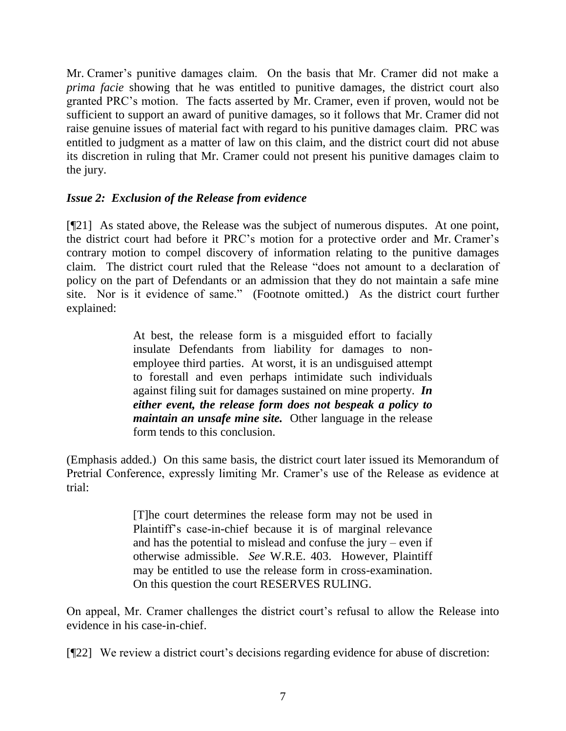Mr. Cramer's punitive damages claim. On the basis that Mr. Cramer did not make a *prima facie* showing that he was entitled to punitive damages, the district court also granted PRC's motion. The facts asserted by Mr. Cramer, even if proven, would not be sufficient to support an award of punitive damages, so it follows that Mr. Cramer did not raise genuine issues of material fact with regard to his punitive damages claim. PRC was entitled to judgment as a matter of law on this claim, and the district court did not abuse its discretion in ruling that Mr. Cramer could not present his punitive damages claim to the jury.

### *Issue 2: Exclusion of the Release from evidence*

[¶21] As stated above, the Release was the subject of numerous disputes. At one point, the district court had before it PRC's motion for a protective order and Mr. Cramer's contrary motion to compel discovery of information relating to the punitive damages claim. The district court ruled that the Release "does not amount to a declaration of policy on the part of Defendants or an admission that they do not maintain a safe mine site. Nor is it evidence of same." (Footnote omitted.) As the district court further explained:

> At best, the release form is a misguided effort to facially insulate Defendants from liability for damages to non-employee third parties. At worst, it is an undisguised attempt to forestall and even perhaps intimidate such individuals against filing suit for damages sustained on mine property. ***In either event, the release form does not bespeak a policy to maintain an unsafe mine site.*** Other language in the release form tends to this conclusion.

(Emphasis added.) On this same basis, the district court later issued its Memorandum of Pretrial Conference, expressly limiting Mr. Cramer's use of the Release as evidence at trial:

> [T]he court determines the release form may not be used in Plaintiff's case-in-chief because it is of marginal relevance and has the potential to mislead and confuse the jury – even if otherwise admissible. *See* W.R.E. 403. However, Plaintiff may be entitled to use the release form in cross-examination. On this question the court RESERVES RULING.

On appeal, Mr. Cramer challenges the district court's refusal to allow the Release into evidence in his case-in-chief.

[¶22] We review a district court's decisions regarding evidence for abuse of discretion: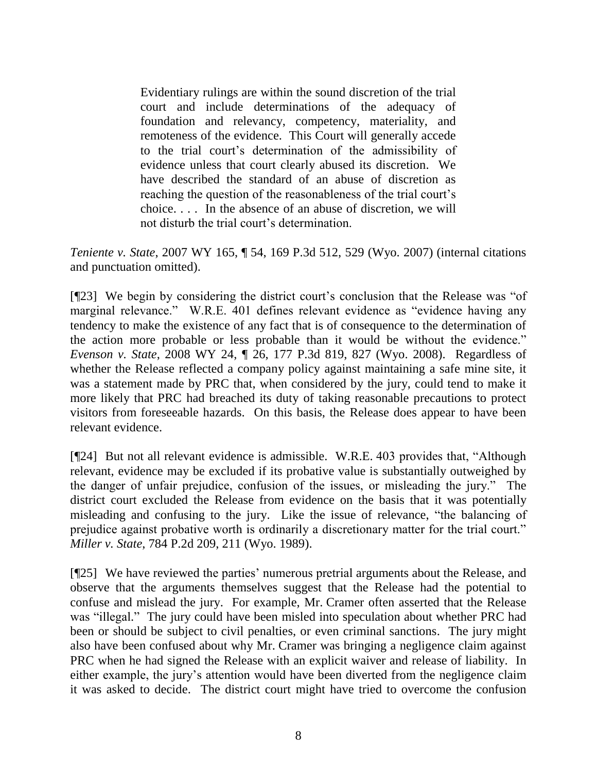> Evidentiary rulings are within the sound discretion of the trial court and include determinations of the adequacy of foundation and relevancy, competency, materiality, and remoteness of the evidence. This Court will generally accede to the trial court's determination of the admissibility of evidence unless that court clearly abused its discretion. We have described the standard of an abuse of discretion as reaching the question of the reasonableness of the trial court's choice. . . . In the absence of an abuse of discretion, we will not disturb the trial court's determination.

*Teniente v. State*, 2007 WY 165, ¶ 54, 169 P.3d 512, 529 (Wyo. 2007) (internal citations and punctuation omitted).

[¶23] We begin by considering the district court's conclusion that the Release was "of marginal relevance." W.R.E. 401 defines relevant evidence as "evidence having any tendency to make the existence of any fact that is of consequence to the determination of the action more probable or less probable than it would be without the evidence." *Evenson v. State*, 2008 WY 24, ¶ 26, 177 P.3d 819, 827 (Wyo. 2008). Regardless of whether the Release reflected a company policy against maintaining a safe mine site, it was a statement made by PRC that, when considered by the jury, could tend to make it more likely that PRC had breached its duty of taking reasonable precautions to protect visitors from foreseeable hazards. On this basis, the Release does appear to have been relevant evidence.

[¶24] But not all relevant evidence is admissible. W.R.E. 403 provides that, "Although relevant, evidence may be excluded if its probative value is substantially outweighed by the danger of unfair prejudice, confusion of the issues, or misleading the jury." The district court excluded the Release from evidence on the basis that it was potentially misleading and confusing to the jury. Like the issue of relevance, "the balancing of prejudice against probative worth is ordinarily a discretionary matter for the trial court." *Miller v. State*, 784 P.2d 209, 211 (Wyo. 1989).

[¶25] We have reviewed the parties' numerous pretrial arguments about the Release, and observe that the arguments themselves suggest that the Release had the potential to confuse and mislead the jury. For example, Mr. Cramer often asserted that the Release was "illegal." The jury could have been misled into speculation about whether PRC had been or should be subject to civil penalties, or even criminal sanctions. The jury might also have been confused about why Mr. Cramer was bringing a negligence claim against PRC when he had signed the Release with an explicit waiver and release of liability. In either example, the jury's attention would have been diverted from the negligence claim it was asked to decide. The district court might have tried to overcome the confusion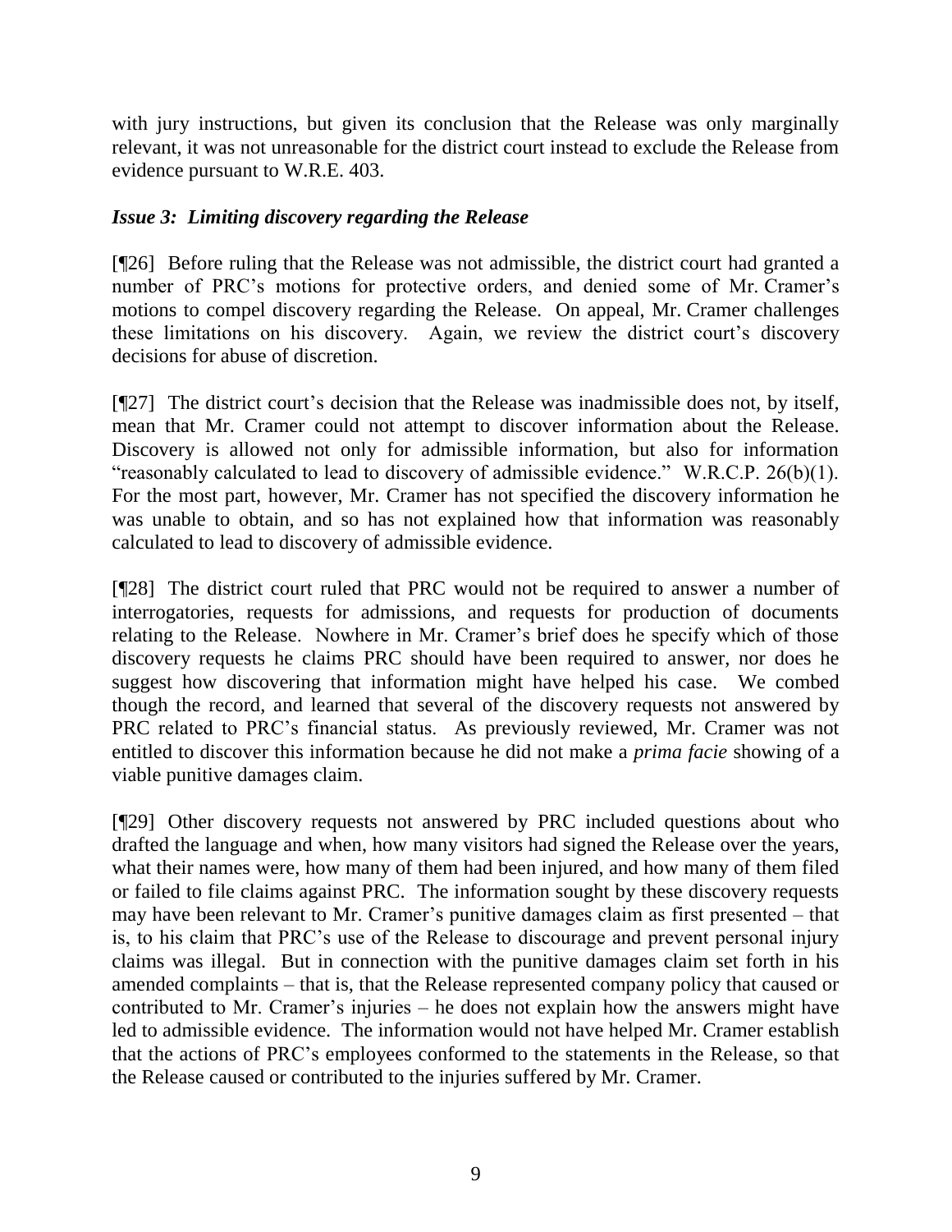with jury instructions, but given its conclusion that the Release was only marginally relevant, it was not unreasonable for the district court instead to exclude the Release from evidence pursuant to W.R.E. 403.

### *Issue 3: Limiting discovery regarding the Release*

[¶26] Before ruling that the Release was not admissible, the district court had granted a number of PRC's motions for protective orders, and denied some of Mr. Cramer's motions to compel discovery regarding the Release. On appeal, Mr. Cramer challenges these limitations on his discovery. Again, we review the district court's discovery decisions for abuse of discretion.

[¶27] The district court's decision that the Release was inadmissible does not, by itself, mean that Mr. Cramer could not attempt to discover information about the Release. Discovery is allowed not only for admissible information, but also for information "reasonably calculated to lead to discovery of admissible evidence." W.R.C.P. 26(b)(1). For the most part, however, Mr. Cramer has not specified the discovery information he was unable to obtain, and so has not explained how that information was reasonably calculated to lead to discovery of admissible evidence.

[¶28] The district court ruled that PRC would not be required to answer a number of interrogatories, requests for admissions, and requests for production of documents relating to the Release. Nowhere in Mr. Cramer's brief does he specify which of those discovery requests he claims PRC should have been required to answer, nor does he suggest how discovering that information might have helped his case. We combed though the record, and learned that several of the discovery requests not answered by PRC related to PRC's financial status. As previously reviewed, Mr. Cramer was not entitled to discover this information because he did not make a *prima facie* showing of a viable punitive damages claim.

[¶29] Other discovery requests not answered by PRC included questions about who drafted the language and when, how many visitors had signed the Release over the years, what their names were, how many of them had been injured, and how many of them filed or failed to file claims against PRC. The information sought by these discovery requests may have been relevant to Mr. Cramer's punitive damages claim as first presented – that is, to his claim that PRC's use of the Release to discourage and prevent personal injury claims was illegal. But in connection with the punitive damages claim set forth in his amended complaints – that is, that the Release represented company policy that caused or contributed to Mr. Cramer's injuries – he does not explain how the answers might have led to admissible evidence. The information would not have helped Mr. Cramer establish that the actions of PRC's employees conformed to the statements in the Release, so that the Release caused or contributed to the injuries suffered by Mr. Cramer.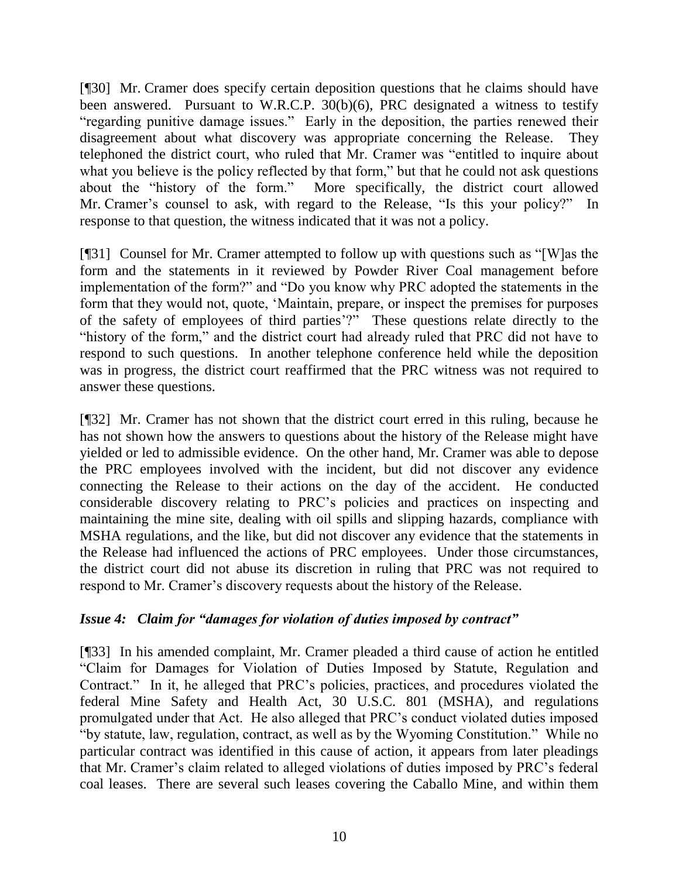[¶30] Mr. Cramer does specify certain deposition questions that he claims should have been answered. Pursuant to W.R.C.P. 30(b)(6), PRC designated a witness to testify "regarding punitive damage issues." Early in the deposition, the parties renewed their disagreement about what discovery was appropriate concerning the Release. They telephoned the district court, who ruled that Mr. Cramer was "entitled to inquire about what you believe is the policy reflected by that form," but that he could not ask questions about the "history of the form." More specifically, the district court allowed Mr. Cramer's counsel to ask, with regard to the Release, "Is this your policy?" In response to that question, the witness indicated that it was not a policy.

[¶31] Counsel for Mr. Cramer attempted to follow up with questions such as "[W]as the form and the statements in it reviewed by Powder River Coal management before implementation of the form?" and "Do you know why PRC adopted the statements in the form that they would not, quote, 'Maintain, prepare, or inspect the premises for purposes of the safety of employees of third parties'?" These questions relate directly to the "history of the form," and the district court had already ruled that PRC did not have to respond to such questions. In another telephone conference held while the deposition was in progress, the district court reaffirmed that the PRC witness was not required to answer these questions.

[¶32] Mr. Cramer has not shown that the district court erred in this ruling, because he has not shown how the answers to questions about the history of the Release might have yielded or led to admissible evidence. On the other hand, Mr. Cramer was able to depose the PRC employees involved with the incident, but did not discover any evidence connecting the Release to their actions on the day of the accident. He conducted considerable discovery relating to PRC's policies and practices on inspecting and maintaining the mine site, dealing with oil spills and slipping hazards, compliance with MSHA regulations, and the like, but did not discover any evidence that the statements in the Release had influenced the actions of PRC employees. Under those circumstances, the district court did not abuse its discretion in ruling that PRC was not required to respond to Mr. Cramer's discovery requests about the history of the Release.

### *Issue 4: Claim for "damages for violation of duties imposed by contract"*

[¶33] In his amended complaint, Mr. Cramer pleaded a third cause of action he entitled "Claim for Damages for Violation of Duties Imposed by Statute, Regulation and Contract." In it, he alleged that PRC's policies, practices, and procedures violated the federal Mine Safety and Health Act, 30 U.S.C. 801 (MSHA), and regulations promulgated under that Act. He also alleged that PRC's conduct violated duties imposed "by statute, law, regulation, contract, as well as by the Wyoming Constitution." While no particular contract was identified in this cause of action, it appears from later pleadings that Mr. Cramer's claim related to alleged violations of duties imposed by PRC's federal coal leases. There are several such leases covering the Caballo Mine, and within them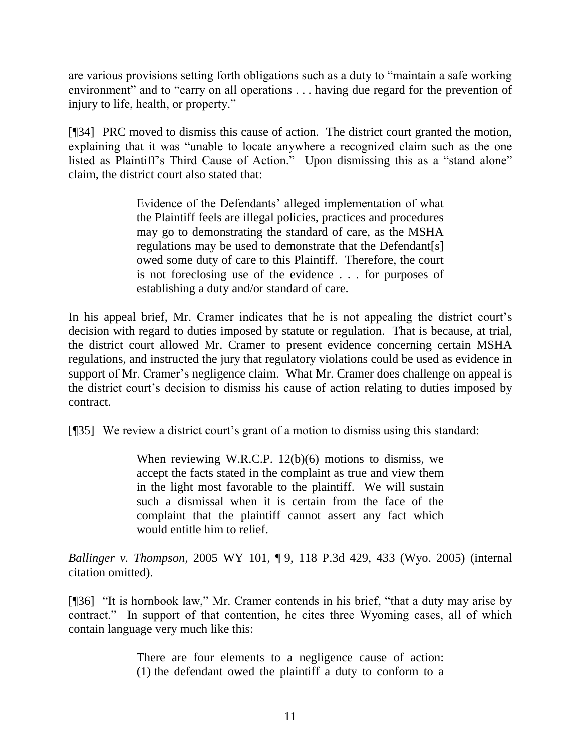are various provisions setting forth obligations such as a duty to "maintain a safe working environment" and to "carry on all operations . . . having due regard for the prevention of injury to life, health, or property."

[¶34] PRC moved to dismiss this cause of action. The district court granted the motion, explaining that it was "unable to locate anywhere a recognized claim such as the one listed as Plaintiff's Third Cause of Action." Upon dismissing this as a "stand alone" claim, the district court also stated that:

> Evidence of the Defendants' alleged implementation of what the Plaintiff feels are illegal policies, practices and procedures may go to demonstrating the standard of care, as the MSHA regulations may be used to demonstrate that the Defendant[s] owed some duty of care to this Plaintiff. Therefore, the court is not foreclosing use of the evidence . . . for purposes of establishing a duty and/or standard of care.

In his appeal brief, Mr. Cramer indicates that he is not appealing the district court's decision with regard to duties imposed by statute or regulation. That is because, at trial, the district court allowed Mr. Cramer to present evidence concerning certain MSHA regulations, and instructed the jury that regulatory violations could be used as evidence in support of Mr. Cramer's negligence claim. What Mr. Cramer does challenge on appeal is the district court's decision to dismiss his cause of action relating to duties imposed by contract.

[¶35] We review a district court's grant of a motion to dismiss using this standard:

> When reviewing W.R.C.P. 12(b)(6) motions to dismiss, we accept the facts stated in the complaint as true and view them in the light most favorable to the plaintiff. We will sustain such a dismissal when it is certain from the face of the complaint that the plaintiff cannot assert any fact which would entitle him to relief.

*Ballinger v. Thompson*, 2005 WY 101, ¶ 9, 118 P.3d 429, 433 (Wyo. 2005) (internal citation omitted).

[¶36] "It is hornbook law," Mr. Cramer contends in his brief, "that a duty may arise by contract." In support of that contention, he cites three Wyoming cases, all of which contain language very much like this:

> There are four elements to a negligence cause of action: (1) the defendant owed the plaintiff a duty to conform to a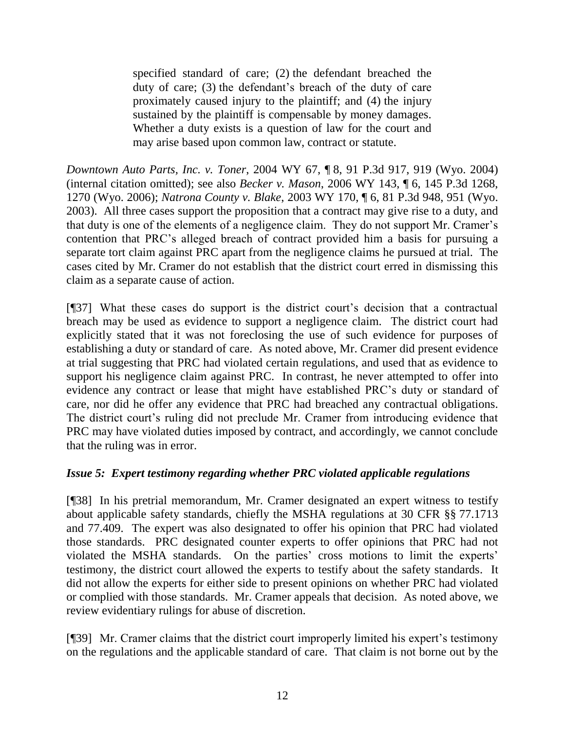> specified standard of care; (2) the defendant breached the duty of care; (3) the defendant's breach of the duty of care proximately caused injury to the plaintiff; and (4) the injury sustained by the plaintiff is compensable by money damages. Whether a duty exists is a question of law for the court and may arise based upon common law, contract or statute.

*Downtown Auto Parts, Inc. v. Toner*, 2004 WY 67, ¶ 8, 91 P.3d 917, 919 (Wyo. 2004) (internal citation omitted); see also *Becker v. Mason*, 2006 WY 143, ¶ 6, 145 P.3d 1268, 1270 (Wyo. 2006); *Natrona County v. Blake*, 2003 WY 170, ¶ 6, 81 P.3d 948, 951 (Wyo. 2003). All three cases support the proposition that a contract may give rise to a duty, and that duty is one of the elements of a negligence claim. They do not support Mr. Cramer's contention that PRC's alleged breach of contract provided him a basis for pursuing a separate tort claim against PRC apart from the negligence claims he pursued at trial. The cases cited by Mr. Cramer do not establish that the district court erred in dismissing this claim as a separate cause of action.

[¶37] What these cases do support is the district court's decision that a contractual breach may be used as evidence to support a negligence claim. The district court had explicitly stated that it was not foreclosing the use of such evidence for purposes of establishing a duty or standard of care. As noted above, Mr. Cramer did present evidence at trial suggesting that PRC had violated certain regulations, and used that as evidence to support his negligence claim against PRC. In contrast, he never attempted to offer into evidence any contract or lease that might have established PRC's duty or standard of care, nor did he offer any evidence that PRC had breached any contractual obligations. The district court's ruling did not preclude Mr. Cramer from introducing evidence that PRC may have violated duties imposed by contract, and accordingly, we cannot conclude that the ruling was in error.

### *Issue 5: Expert testimony regarding whether PRC violated applicable regulations*

[¶38] In his pretrial memorandum, Mr. Cramer designated an expert witness to testify about applicable safety standards, chiefly the MSHA regulations at 30 CFR §§ 77.1713 and 77.409. The expert was also designated to offer his opinion that PRC had violated those standards. PRC designated counter experts to offer opinions that PRC had not violated the MSHA standards. On the parties' cross motions to limit the experts' testimony, the district court allowed the experts to testify about the safety standards. It did not allow the experts for either side to present opinions on whether PRC had violated or complied with those standards. Mr. Cramer appeals that decision. As noted above, we review evidentiary rulings for abuse of discretion.

[¶39] Mr. Cramer claims that the district court improperly limited his expert's testimony on the regulations and the applicable standard of care. That claim is not borne out by the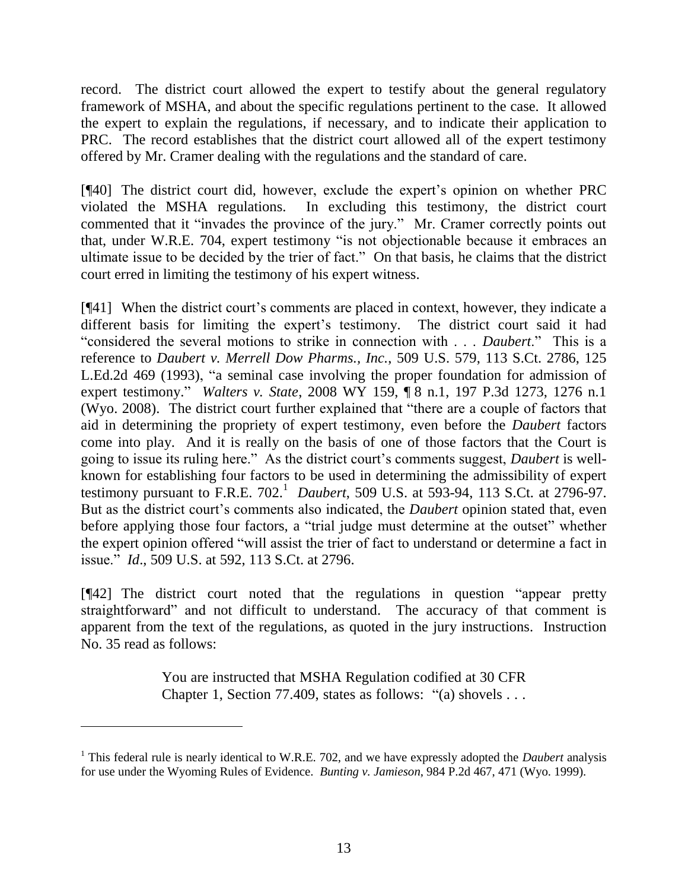record. The district court allowed the expert to testify about the general regulatory framework of MSHA, and about the specific regulations pertinent to the case. It allowed the expert to explain the regulations, if necessary, and to indicate their application to PRC. The record establishes that the district court allowed all of the expert testimony offered by Mr. Cramer dealing with the regulations and the standard of care.

[¶40] The district court did, however, exclude the expert's opinion on whether PRC violated the MSHA regulations. In excluding this testimony, the district court commented that it "invades the province of the jury." Mr. Cramer correctly points out that, under W.R.E. 704, expert testimony "is not objectionable because it embraces an ultimate issue to be decided by the trier of fact." On that basis, he claims that the district court erred in limiting the testimony of his expert witness.

[¶41] When the district court's comments are placed in context, however, they indicate a different basis for limiting the expert's testimony. The district court said it had "considered the several motions to strike in connection with . . . *Daubert*." This is a reference to *Daubert v. Merrell Dow Pharms., Inc.*, 509 U.S. 579, 113 S.Ct. 2786, 125 L.Ed.2d 469 (1993), "a seminal case involving the proper foundation for admission of expert testimony." *Walters v. State*, 2008 WY 159, ¶ 8 n.1, 197 P.3d 1273, 1276 n.1 (Wyo. 2008). The district court further explained that "there are a couple of factors that aid in determining the propriety of expert testimony, even before the *Daubert* factors come into play. And it is really on the basis of one of those factors that the Court is going to issue its ruling here." As the district court's comments suggest, *Daubert* is well-known for establishing four factors to be used in determining the admissibility of expert testimony pursuant to F.R.E. 702.[1] *Daubert*, 509 U.S. at 593-94, 113 S.Ct. at 2796-97. But as the district court's comments also indicated, the *Daubert* opinion stated that, even before applying those four factors, a "trial judge must determine at the outset" whether the expert opinion offered "will assist the trier of fact to understand or determine a fact in issue." *Id*., 509 U.S. at 592, 113 S.Ct. at 2796.

[¶42] The district court noted that the regulations in question "appear pretty straightforward" and not difficult to understand. The accuracy of that comment is apparent from the text of the regulations, as quoted in the jury instructions. Instruction No. 35 read as follows:

> You are instructed that MSHA Regulation codified at 30 CFR Chapter 1, Section 77.409, states as follows: "(a) shovels . . .

---

[1] This federal rule is nearly identical to W.R.E. 702, and we have expressly adopted the *Daubert* analysis for use under the Wyoming Rules of Evidence. *Bunting v. Jamieson*, 984 P.2d 467, 471 (Wyo. 1999).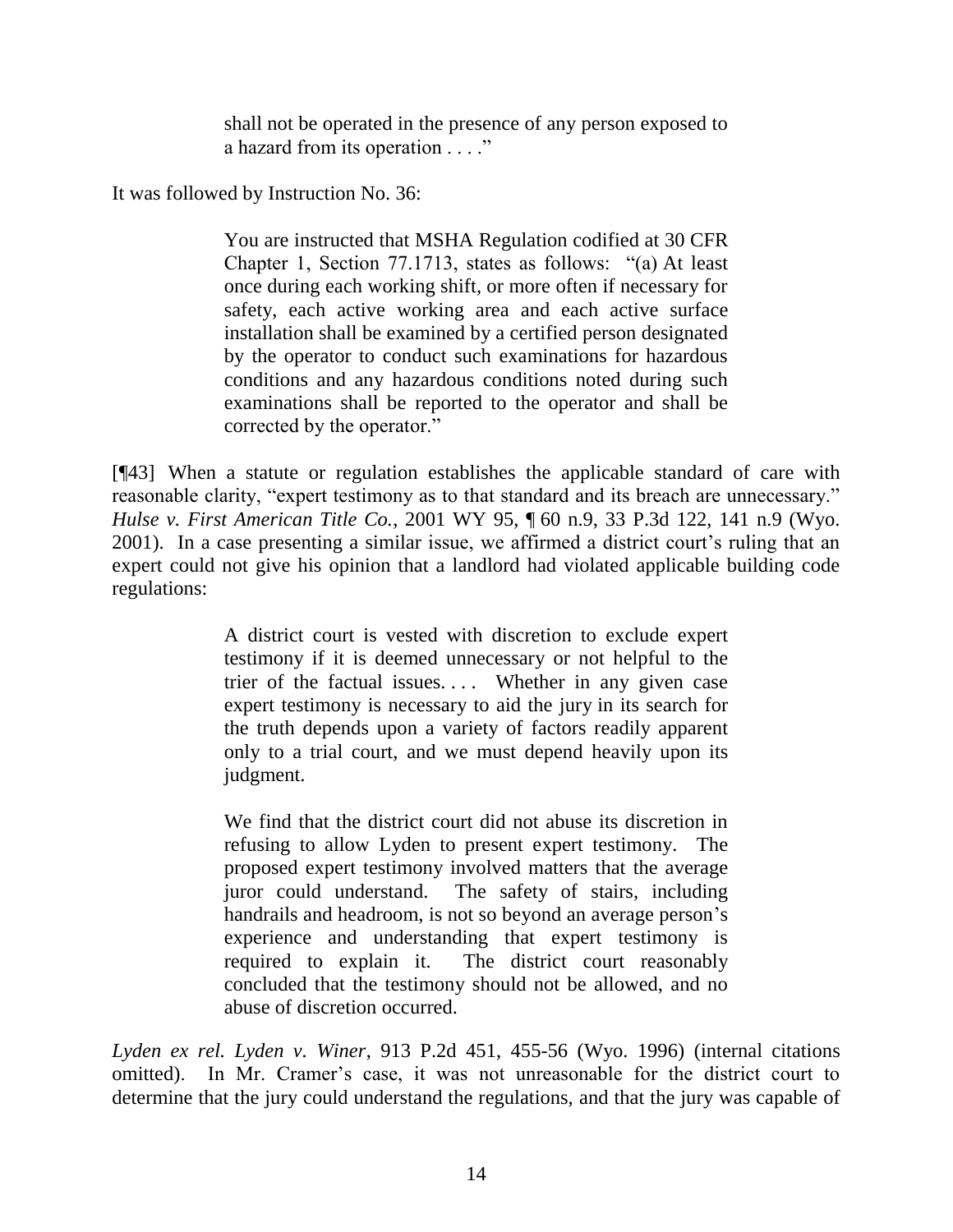> shall not be operated in the presence of any person exposed to a hazard from its operation . . . ."

It was followed by Instruction No. 36:

> You are instructed that MSHA Regulation codified at 30 CFR Chapter 1, Section 77.1713, states as follows: "(a) At least once during each working shift, or more often if necessary for safety, each active working area and each active surface installation shall be examined by a certified person designated by the operator to conduct such examinations for hazardous conditions and any hazardous conditions noted during such examinations shall be reported to the operator and shall be corrected by the operator."

[¶43] When a statute or regulation establishes the applicable standard of care with reasonable clarity, "expert testimony as to that standard and its breach are unnecessary." *Hulse v. First American Title Co.*, 2001 WY 95, ¶ 60 n.9, 33 P.3d 122, 141 n.9 (Wyo. 2001). In a case presenting a similar issue, we affirmed a district court's ruling that an expert could not give his opinion that a landlord had violated applicable building code regulations:

> A district court is vested with discretion to exclude expert testimony if it is deemed unnecessary or not helpful to the trier of the factual issues. . . . Whether in any given case expert testimony is necessary to aid the jury in its search for the truth depends upon a variety of factors readily apparent only to a trial court, and we must depend heavily upon its judgment.
>
> We find that the district court did not abuse its discretion in refusing to allow Lyden to present expert testimony. The proposed expert testimony involved matters that the average juror could understand. The safety of stairs, including handrails and headroom, is not so beyond an average person's experience and understanding that expert testimony is required to explain it. The district court reasonably concluded that the testimony should not be allowed, and no abuse of discretion occurred.

*Lyden ex rel. Lyden v. Winer*, 913 P.2d 451, 455-56 (Wyo. 1996) (internal citations omitted). In Mr. Cramer's case, it was not unreasonable for the district court to determine that the jury could understand the regulations, and that the jury was capable of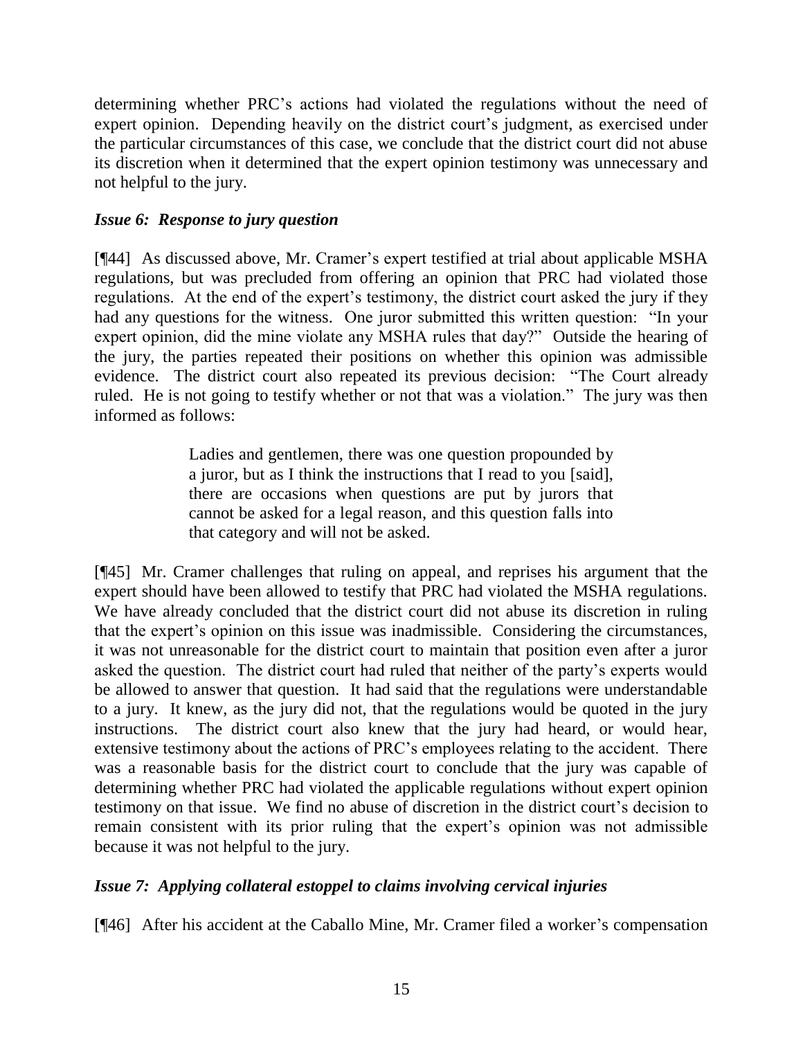determining whether PRC's actions had violated the regulations without the need of expert opinion. Depending heavily on the district court's judgment, as exercised under the particular circumstances of this case, we conclude that the district court did not abuse its discretion when it determined that the expert opinion testimony was unnecessary and not helpful to the jury.

### *Issue 6: Response to jury question*

[¶44] As discussed above, Mr. Cramer's expert testified at trial about applicable MSHA regulations, but was precluded from offering an opinion that PRC had violated those regulations. At the end of the expert's testimony, the district court asked the jury if they had any questions for the witness. One juror submitted this written question: "In your expert opinion, did the mine violate any MSHA rules that day?" Outside the hearing of the jury, the parties repeated their positions on whether this opinion was admissible evidence. The district court also repeated its previous decision: "The Court already ruled. He is not going to testify whether or not that was a violation." The jury was then informed as follows:

> Ladies and gentlemen, there was one question propounded by a juror, but as I think the instructions that I read to you [said], there are occasions when questions are put by jurors that cannot be asked for a legal reason, and this question falls into that category and will not be asked.

[¶45] Mr. Cramer challenges that ruling on appeal, and reprises his argument that the expert should have been allowed to testify that PRC had violated the MSHA regulations. We have already concluded that the district court did not abuse its discretion in ruling that the expert's opinion on this issue was inadmissible. Considering the circumstances, it was not unreasonable for the district court to maintain that position even after a juror asked the question. The district court had ruled that neither of the party's experts would be allowed to answer that question. It had said that the regulations were understandable to a jury. It knew, as the jury did not, that the regulations would be quoted in the jury instructions. The district court also knew that the jury had heard, or would hear, extensive testimony about the actions of PRC's employees relating to the accident. There was a reasonable basis for the district court to conclude that the jury was capable of determining whether PRC had violated the applicable regulations without expert opinion testimony on that issue. We find no abuse of discretion in the district court's decision to remain consistent with its prior ruling that the expert's opinion was not admissible because it was not helpful to the jury.

### *Issue 7: Applying collateral estoppel to claims involving cervical injuries*

[¶46] After his accident at the Caballo Mine, Mr. Cramer filed a worker's compensation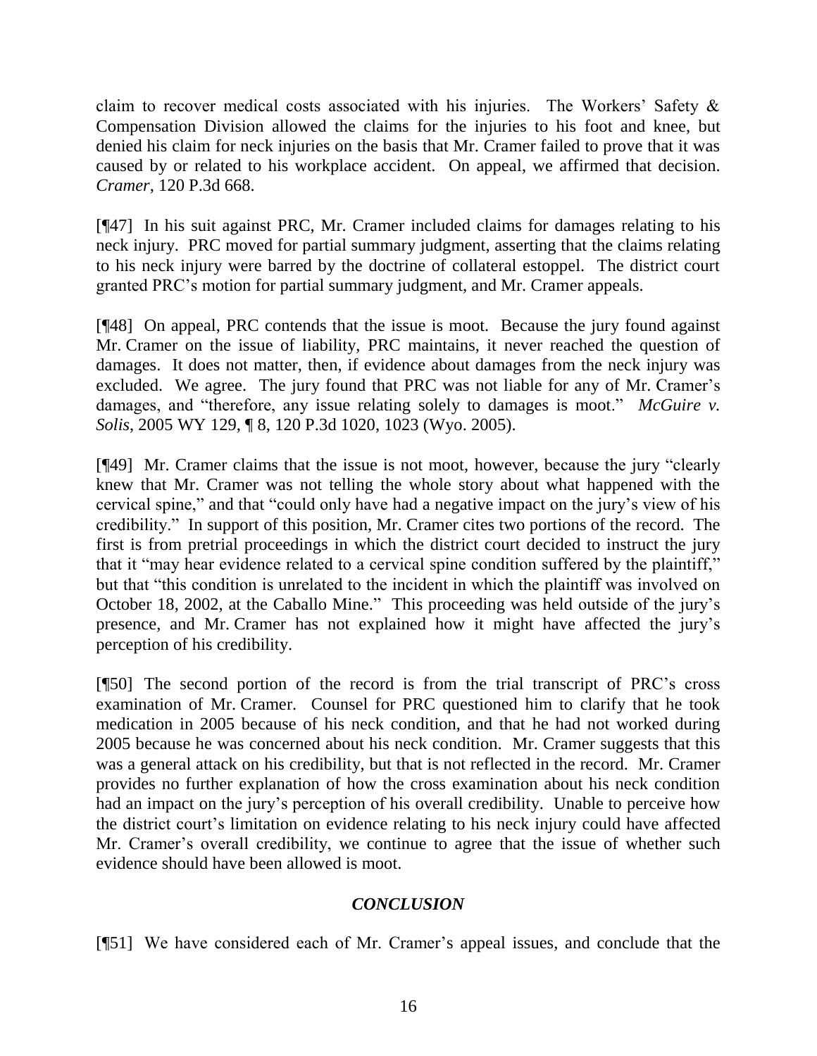claim to recover medical costs associated with his injuries. The Workers' Safety & Compensation Division allowed the claims for the injuries to his foot and knee, but denied his claim for neck injuries on the basis that Mr. Cramer failed to prove that it was caused by or related to his workplace accident. On appeal, we affirmed that decision. *Cramer*, 120 P.3d 668.

[¶47] In his suit against PRC, Mr. Cramer included claims for damages relating to his neck injury. PRC moved for partial summary judgment, asserting that the claims relating to his neck injury were barred by the doctrine of collateral estoppel. The district court granted PRC's motion for partial summary judgment, and Mr. Cramer appeals.

[¶48] On appeal, PRC contends that the issue is moot. Because the jury found against Mr. Cramer on the issue of liability, PRC maintains, it never reached the question of damages. It does not matter, then, if evidence about damages from the neck injury was excluded. We agree. The jury found that PRC was not liable for any of Mr. Cramer's damages, and "therefore, any issue relating solely to damages is moot." *McGuire v. Solis*, 2005 WY 129, ¶ 8, 120 P.3d 1020, 1023 (Wyo. 2005).

[¶49] Mr. Cramer claims that the issue is not moot, however, because the jury "clearly knew that Mr. Cramer was not telling the whole story about what happened with the cervical spine," and that "could only have had a negative impact on the jury's view of his credibility." In support of this position, Mr. Cramer cites two portions of the record. The first is from pretrial proceedings in which the district court decided to instruct the jury that it "may hear evidence related to a cervical spine condition suffered by the plaintiff," but that "this condition is unrelated to the incident in which the plaintiff was involved on October 18, 2002, at the Caballo Mine." This proceeding was held outside of the jury's presence, and Mr. Cramer has not explained how it might have affected the jury's perception of his credibility.

[¶50] The second portion of the record is from the trial transcript of PRC's cross examination of Mr. Cramer. Counsel for PRC questioned him to clarify that he took medication in 2005 because of his neck condition, and that he had not worked during 2005 because he was concerned about his neck condition. Mr. Cramer suggests that this was a general attack on his credibility, but that is not reflected in the record. Mr. Cramer provides no further explanation of how the cross examination about his neck condition had an impact on the jury's perception of his overall credibility. Unable to perceive how the district court's limitation on evidence relating to his neck injury could have affected Mr. Cramer's overall credibility, we continue to agree that the issue of whether such evidence should have been allowed is moot.

## *CONCLUSION*

[¶51] We have considered each of Mr. Cramer's appeal issues, and conclude that the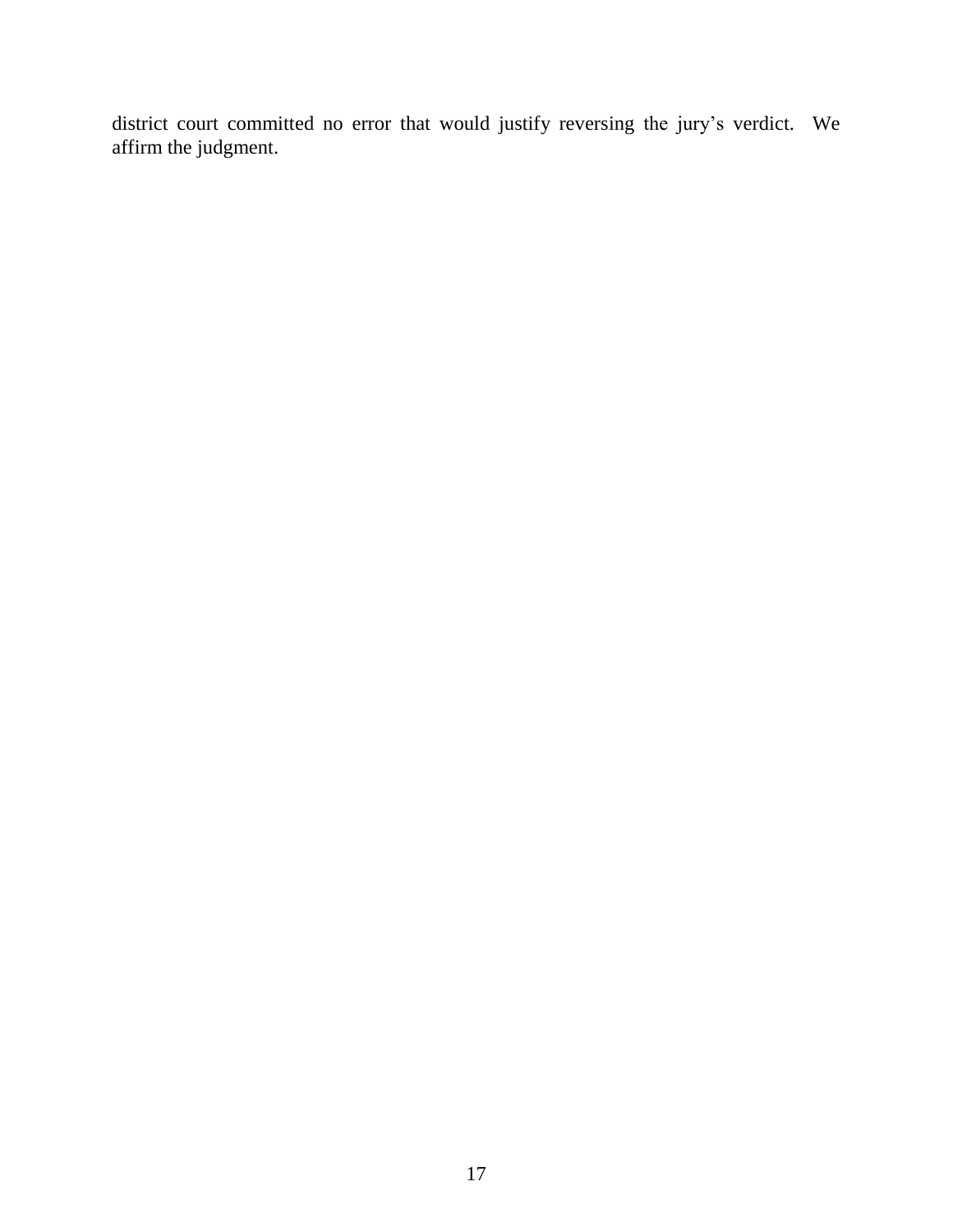district court committed no error that would justify reversing the jury's verdict. We affirm the judgment.